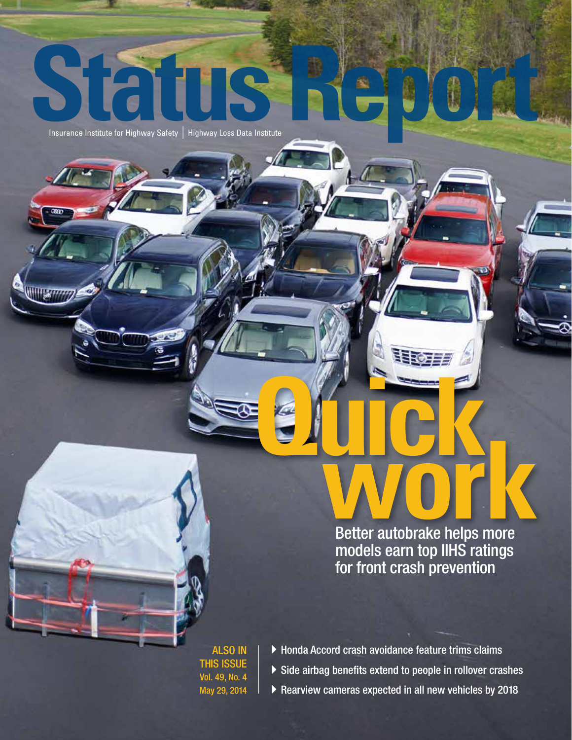# Status Report

Insurance Institute for Highway Safety | Highway Loss Data Institute

# Quick work

## Better autobrake helps more models earn top IIHS ratings for front crash prevention

**ALSO IN THIS ISSUE**
Vol. 49, No. 4
May 29, 2014

- Honda Accord crash avoidance feature trims claims
- Side airbag benefits extend to people in rollover crashes
- Rearview cameras expected in all new vehicles by 2018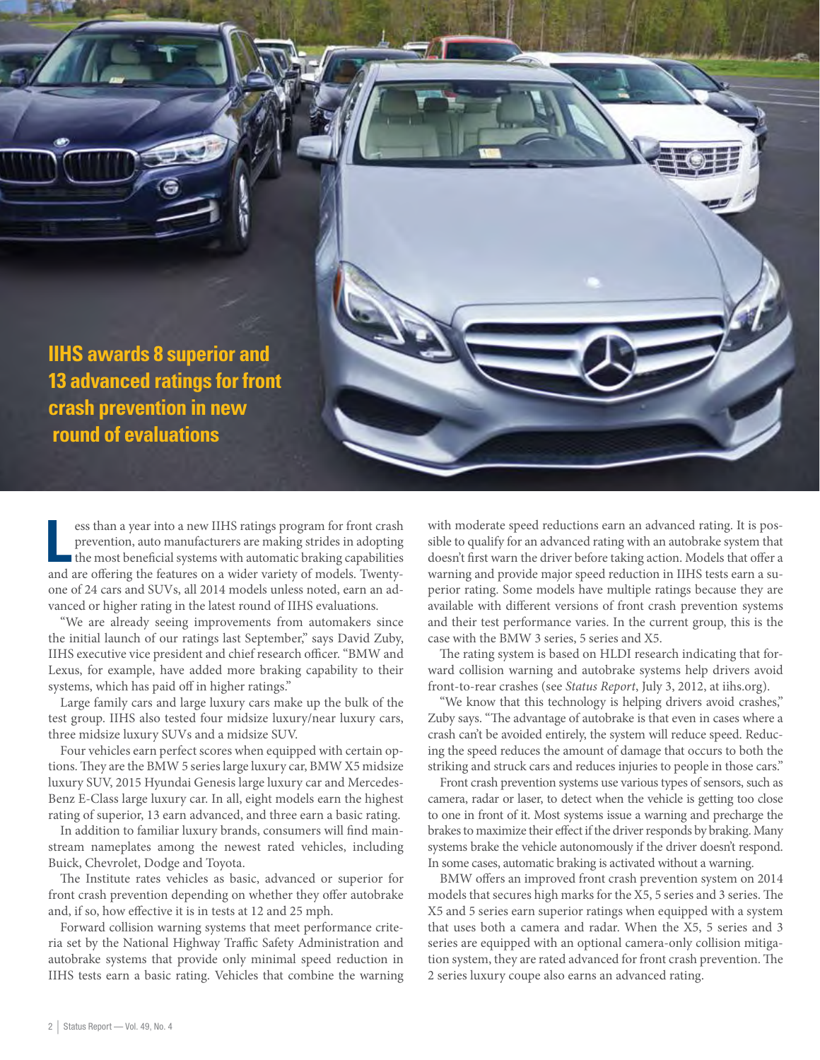# IIHS awards 8 superior and 13 advanced ratings for front crash prevention in new round of evaluations

Less than a year into a new IIHS ratings program for front crash prevention, auto manufacturers are making strides in adopting the most beneficial systems with automatic braking capabilities and are offering the features on a wider variety of models. Twenty-one of 24 cars and SUVs, all 2014 models unless noted, earn an advanced or higher rating in the latest round of IIHS evaluations.

"We are already seeing improvements from automakers since the initial launch of our ratings last September," says David Zuby, IIHS executive vice president and chief research officer. "BMW and Lexus, for example, have added more braking capability to their systems, which has paid off in higher ratings."

Large family cars and large luxury cars make up the bulk of the test group. IIHS also tested four midsize luxury/near luxury cars, three midsize luxury SUVs and a midsize SUV.

Four vehicles earn perfect scores when equipped with certain options. They are the BMW 5 series large luxury car, BMW X5 midsize luxury SUV, 2015 Hyundai Genesis large luxury car and Mercedes-Benz E-Class large luxury car. In all, eight models earn the highest rating of superior, 13 earn advanced, and three earn a basic rating.

In addition to familiar luxury brands, consumers will find mainstream nameplates among the newest rated vehicles, including Buick, Chevrolet, Dodge and Toyota.

The Institute rates vehicles as basic, advanced or superior for front crash prevention depending on whether they offer autobrake and, if so, how effective it is in tests at 12 and 25 mph.

Forward collision warning systems that meet performance criteria set by the National Highway Traffic Safety Administration and autobrake systems that provide only minimal speed reduction in IIHS tests earn a basic rating. Vehicles that combine the warning with moderate speed reductions earn an advanced rating. It is possible to qualify for an advanced rating with an autobrake system that doesn't first warn the driver before taking action. Models that offer a warning and provide major speed reduction in IIHS tests earn a superior rating. Some models have multiple ratings because they are available with different versions of front crash prevention systems and their test performance varies. In the current group, this is the case with the BMW 3 series, 5 series and X5.

The rating system is based on HLDI research indicating that forward collision warning and autobrake systems help drivers avoid front-to-rear crashes (see *Status Report*, July 3, 2012, at iihs.org).

"We know that this technology is helping drivers avoid crashes," Zuby says. "The advantage of autobrake is that even in cases where a crash can't be avoided entirely, the system will reduce speed. Reducing the speed reduces the amount of damage that occurs to both the striking and struck cars and reduces injuries to people in those cars."

Front crash prevention systems use various types of sensors, such as camera, radar or laser, to detect when the vehicle is getting too close to one in front of it. Most systems issue a warning and precharge the brakes to maximize their effect if the driver responds by braking. Many systems brake the vehicle autonomously if the driver doesn't respond. In some cases, automatic braking is activated without a warning.

BMW offers an improved front crash prevention system on 2014 models that secures high marks for the X5, 5 series and 3 series. The X5 and 5 series earn superior ratings when equipped with a system that uses both a camera and radar. When the X5, 5 series and 3 series are equipped with an optional camera-only collision mitigation system, they are rated advanced for front crash prevention. The 2 series luxury coupe also earns an advanced rating.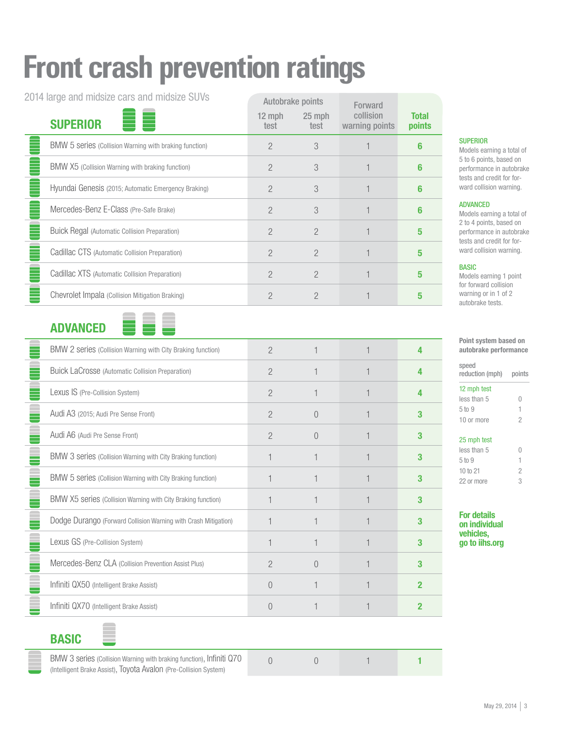# Front crash prevention ratings

2014 large and midsize cars and midsize SUVs

| | Autobrake points | | Forward collision warning points | Total points |
|---|---|---|---|---|
| | 12 mph test | 25 mph test | | |
| **SUPERIOR** | | | | |
| BMW 5 series (Collision Warning with braking function) | 2 | 3 | 1 | **6** |
| BMW X5 (Collision Warning with braking function) | 2 | 3 | 1 | **6** |
| Hyundai Genesis (2015; Automatic Emergency Braking) | 2 | 3 | 1 | **6** |
| Mercedes-Benz E-Class (Pre-Safe Brake) | 2 | 3 | 1 | **6** |
| Buick Regal (Automatic Collision Preparation) | 2 | 2 | 1 | **5** |
| Cadillac CTS (Automatic Collision Preparation) | 2 | 2 | 1 | **5** |
| Cadillac XTS (Automatic Collision Preparation) | 2 | 2 | 1 | **5** |
| Chevrolet Impala (Collision Mitigation Braking) | 2 | 2 | 1 | **5** |
| **ADVANCED** | | | | |
| BMW 2 series (Collision Warning with City Braking function) | 2 | 1 | 1 | **4** |
| Buick LaCrosse (Automatic Collision Preparation) | 2 | 1 | 1 | **4** |
| Lexus IS (Pre-Collision System) | 2 | 1 | 1 | **4** |
| Audi A3 (2015; Audi Pre Sense Front) | 2 | 0 | 1 | **3** |
| Audi A6 (Audi Pre Sense Front) | 2 | 0 | 1 | **3** |
| BMW 3 series (Collision Warning with City Braking function) | 1 | 1 | 1 | **3** |
| BMW 5 series (Collision Warning with City Braking function) | 1 | 1 | 1 | **3** |
| BMW X5 series (Collision Warning with City Braking function) | 1 | 1 | 1 | **3** |
| Dodge Durango (Forward Collision Warning with Crash Mitigation) | 1 | 1 | 1 | **3** |
| Lexus GS (Pre-Collision System) | 1 | 1 | 1 | **3** |
| Mercedes-Benz CLA (Collision Prevention Assist Plus) | 2 | 0 | 1 | **3** |
| Infiniti QX50 (Intelligent Brake Assist) | 0 | 1 | 1 | **2** |
| Infiniti QX70 (Intelligent Brake Assist) | 0 | 1 | 1 | **2** |
| **BASIC** | | | | |
| BMW 3 series (Collision Warning with braking function), Infiniti Q70 (Intelligent Brake Assist), Toyota Avalon (Pre-Collision System) | 0 | 0 | 1 | **1** |

**SUPERIOR**
Models earning a total of 5 to 6 points, based on performance in autobrake tests and credit for forward collision warning.

**ADVANCED**
Models earning a total of 2 to 4 points, based on performance in autobrake tests and credit for forward collision warning.

**BASIC**
Models earning 1 point for forward collision warning or in 1 of 2 autobrake tests.

**Point system based on autobrake performance**

| speed reduction (mph) | points |
|---|---|
| **12 mph test** | |
| less than 5 | 0 |
| 5 to 9 | 1 |
| 10 or more | 2 |
| **25 mph test** | |
| less than 5 | 0 |
| 5 to 9 | 1 |
| 10 to 21 | 2 |
| 22 or more | 3 |

**For details on individual vehicles, go to iihs.org**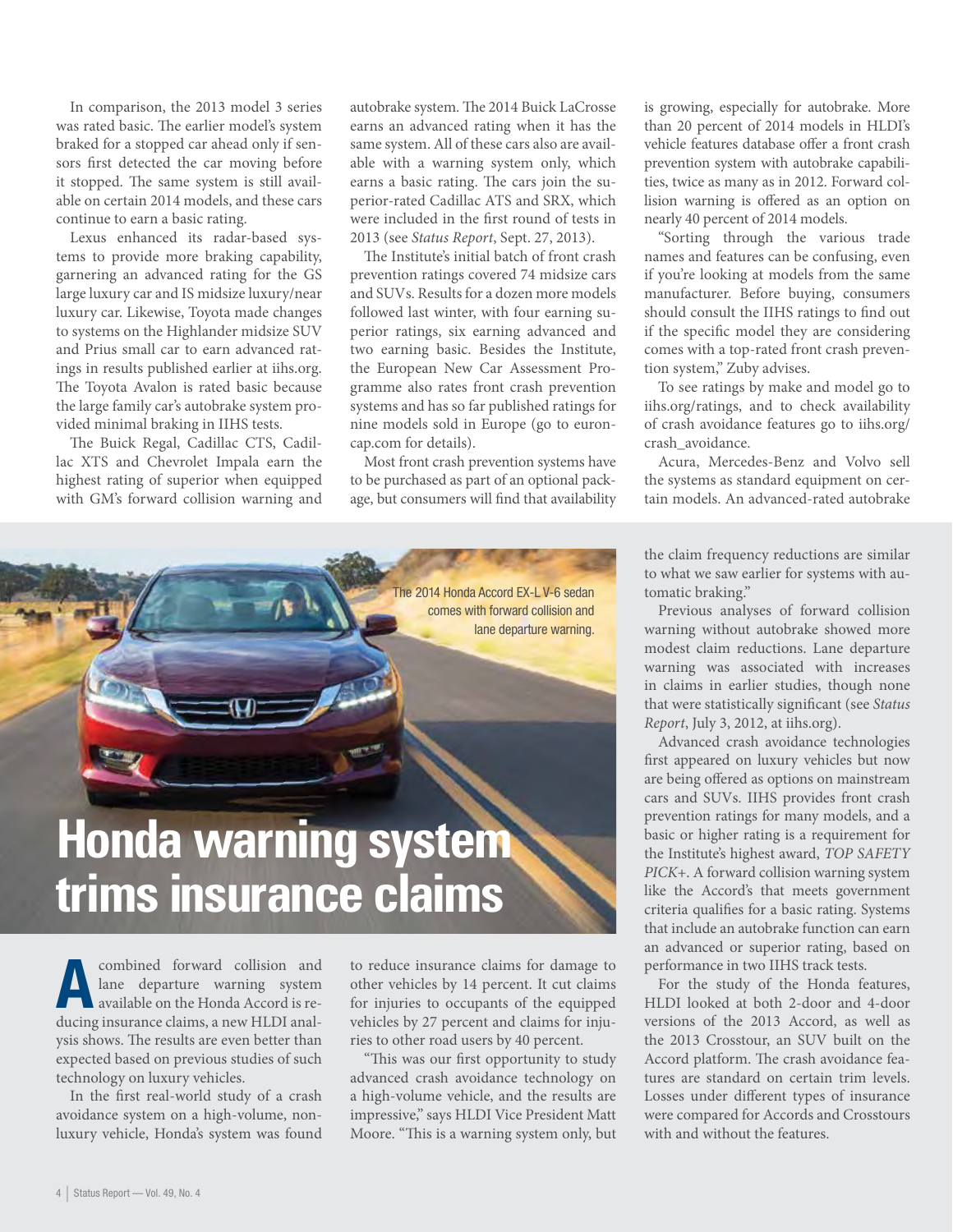In comparison, the 2013 model 3 series was rated basic. The earlier model's system braked for a stopped car ahead only if sensors first detected the car moving before it stopped. The same system is still available on certain 2014 models, and these cars continue to earn a basic rating.

Lexus enhanced its radar-based systems to provide more braking capability, garnering an advanced rating for the GS large luxury car and IS midsize luxury/near luxury car. Likewise, Toyota made changes to systems on the Highlander midsize SUV and Prius small car to earn advanced ratings in results published earlier at iihs.org. The Toyota Avalon is rated basic because the large family car's autobrake system provided minimal braking in IIHS tests.

The Buick Regal, Cadillac CTS, Cadillac XTS and Chevrolet Impala earn the highest rating of superior when equipped with GM's forward collision warning and autobrake system. The 2014 Buick LaCrosse earns an advanced rating when it has the same system. All of these cars also are available with a warning system only, which earns a basic rating. The cars join the superior-rated Cadillac ATS and SRX, which were included in the first round of tests in 2013 (see *Status Report*, Sept. 27, 2013).

The Institute's initial batch of front crash prevention ratings covered 74 midsize cars and SUVs. Results for a dozen more models followed last winter, with four earning superior ratings, six earning advanced and two earning basic. Besides the Institute, the European New Car Assessment Programme also rates front crash prevention systems and has so far published ratings for nine models sold in Europe (go to euroncap.com for details).

Most front crash prevention systems have to be purchased as part of an optional package, but consumers will find that availability is growing, especially for autobrake. More than 20 percent of 2014 models in HLDI's vehicle features database offer a front crash prevention system with autobrake capabilities, twice as many as in 2012. Forward collision warning is offered as an option on nearly 40 percent of 2014 models.

"Sorting through the various trade names and features can be confusing, even if you're looking at models from the same manufacturer. Before buying, consumers should consult the IIHS ratings to find out if the specific model they are considering comes with a top-rated front crash prevention system," Zuby advises.

To see ratings by make and model go to iihs.org/ratings, and to check availability of crash avoidance features go to iihs.org/crash_avoidance.

Acura, Mercedes-Benz and Volvo sell the systems as standard equipment on certain models. An advanced-rated autobrake

The 2014 Honda Accord EX-L V-6 sedan comes with forward collision and lane departure warning.

# Honda warning system trims insurance claims

A combined forward collision and lane departure warning system available on the Honda Accord is reducing insurance claims, a new HLDI analysis shows. The results are even better than expected based on previous studies of such technology on luxury vehicles.

In the first real-world study of a crash avoidance system on a high-volume, nonluxury vehicle, Honda's system was found to reduce insurance claims for damage to other vehicles by 14 percent. It cut claims for injuries to occupants of the equipped vehicles by 27 percent and claims for injuries to other road users by 40 percent.

"This was our first opportunity to study advanced crash avoidance technology on a high-volume vehicle, and the results are impressive," says HLDI Vice President Matt Moore. "This is a warning system only, but the claim frequency reductions are similar to what we saw earlier for systems with automatic braking."

Previous analyses of forward collision warning without autobrake showed more modest claim reductions. Lane departure warning was associated with increases in claims in earlier studies, though none that were statistically significant (see *Status Report*, July 3, 2012, at iihs.org).

Advanced crash avoidance technologies first appeared on luxury vehicles but now are being offered as options on mainstream cars and SUVs. IIHS provides front crash prevention ratings for many models, and a basic or higher rating is a requirement for the Institute's highest award, *TOP SAFETY PICK+*. A forward collision warning system like the Accord's that meets government criteria qualifies for a basic rating. Systems that include an autobrake function can earn an advanced or superior rating, based on performance in two IIHS track tests.

For the study of the Honda features, HLDI looked at both 2-door and 4-door versions of the 2013 Accord, as well as the 2013 Crosstour, an SUV built on the Accord platform. The crash avoidance features are standard on certain trim levels. Losses under different types of insurance were compared for Accords and Crosstours with and without the features.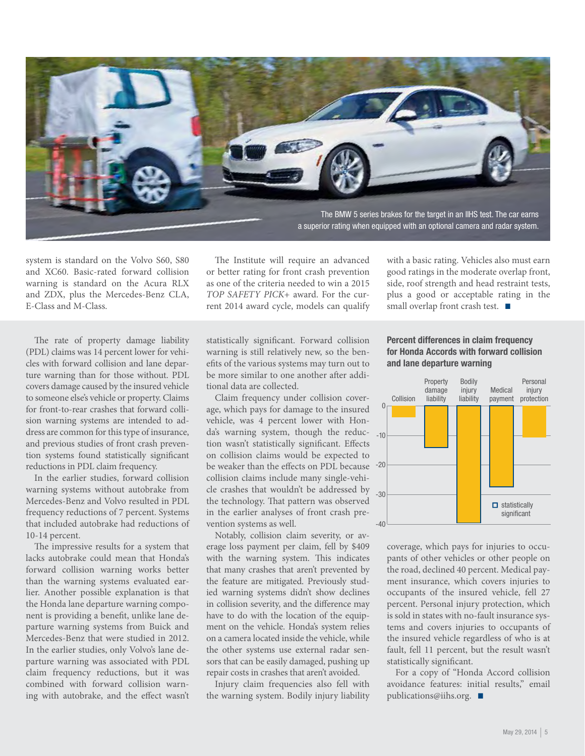The BMW 5 series brakes for the target in an IIHS test. The car earns a superior rating when equipped with an optional camera and radar system.

system is standard on the Volvo S60, S80 and XC60. Basic-rated forward collision warning is standard on the Acura RLX and ZDX, plus the Mercedes-Benz CLA, E-Class and M-Class.

The Institute will require an advanced or better rating for front crash prevention as one of the criteria needed to win a 2015 *TOP SAFETY PICK+* award. For the current 2014 award cycle, models can qualify with a basic rating. Vehicles also must earn good ratings in the moderate overlap front, side, roof strength and head restraint tests, plus a good or acceptable rating in the small overlap front crash test. ■

The rate of property damage liability (PDL) claims was 14 percent lower for vehicles with forward collision and lane departure warning than for those without. PDL covers damage caused by the insured vehicle to someone else's vehicle or property. Claims for front-to-rear crashes that forward collision warning systems are intended to address are common for this type of insurance, and previous studies of front crash prevention systems found statistically significant reductions in PDL claim frequency.

In the earlier studies, forward collision warning systems without autobrake from Mercedes-Benz and Volvo resulted in PDL frequency reductions of 7 percent. Systems that included autobrake had reductions of 10-14 percent.

The impressive results for a system that lacks autobrake could mean that Honda's forward collision warning works better than the warning systems evaluated earlier. Another possible explanation is that the Honda lane departure warning component is providing a benefit, unlike lane departure warning systems from Buick and Mercedes-Benz that were studied in 2012. In the earlier studies, only Volvo's lane departure warning was associated with PDL claim frequency reductions, but it was combined with forward collision warning with autobrake, and the effect wasn't statistically significant. Forward collision warning is still relatively new, so the benefits of the various systems may turn out to be more similar to one another after additional data are collected.

Claim frequency under collision coverage, which pays for damage to the insured vehicle, was 4 percent lower with Honda's warning system, though the reduction wasn't statistically significant. Effects on collision claims would be expected to be weaker than the effects on PDL because collision claims include many single-vehicle crashes that wouldn't be addressed by the technology. That pattern was observed in the earlier analyses of front crash prevention systems as well.

Notably, collision claim severity, or average loss payment per claim, fell by $409 with the warning system. This indicates that many crashes that aren't prevented by the feature are mitigated. Previously studied warning systems didn't show declines in collision severity, and the difference may have to do with the location of the equipment on the vehicle. Honda's system relies on a camera located inside the vehicle, while the other systems use external radar sensors that can be easily damaged, pushing up repair costs in crashes that aren't avoided.

Injury claim frequencies also fell with the warning system. Bodily injury liability coverage, which pays for injuries to occupants of other vehicles or other people on the road, declined 40 percent. Medical payment insurance, which covers injuries to occupants of the insured vehicle, fell 27 percent. Personal injury protection, which is sold in states with no-fault insurance systems and covers injuries to occupants of the insured vehicle regardless of who is at fault, fell 11 percent, but the result wasn't statistically significant.

For a copy of "Honda Accord collision avoidance features: initial results," email publications@iihs.org. ■

**Percent differences in claim frequency for Honda Accords with forward collision and lane departure warning**

| Coverage | Percent difference | Statistically significant |
|---|---|---|
| Collision | -4 | No |
| Property damage liability | -14 | Yes |
| Bodily injury liability | -40 | Yes |
| Medical payment | -27 | Yes |
| Personal injury protection | -11 | No |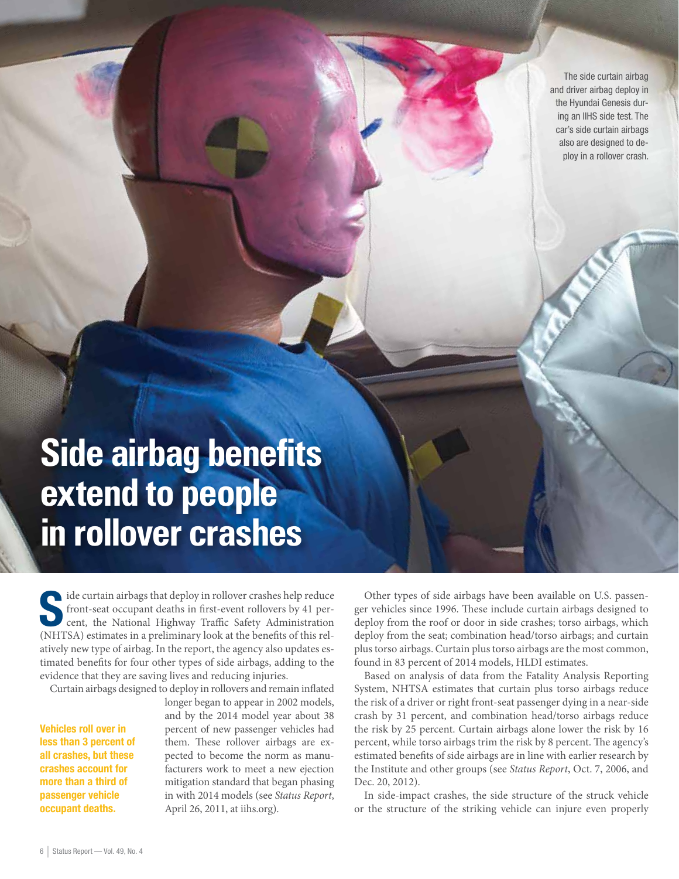The side curtain airbag and driver airbag deploy in the Hyundai Genesis during an IIHS side test. The car's side curtain airbags also are designed to deploy in a rollover crash.

# Side airbag benefits extend to people in rollover crashes

Side curtain airbags that deploy in rollover crashes help reduce front-seat occupant deaths in first-event rollovers by 41 percent, the National Highway Traffic Safety Administration (NHTSA) estimates in a preliminary look at the benefits of this relatively new type of airbag. In the report, the agency also updates estimated benefits for four other types of side airbags, adding to the evidence that they are saving lives and reducing injuries.

Curtain airbags designed to deploy in rollovers and remain inflated longer began to appear in 2002 models, and by the 2014 model year about 38 percent of new passenger vehicles had them. These rollover airbags are expected to become the norm as manufacturers work to meet a new ejection mitigation standard that began phasing in with 2014 models (see *Status Report*, April 26, 2011, at iihs.org).

**Vehicles roll over in less than 3 percent of all crashes, but these crashes account for more than a third of passenger vehicle occupant deaths.**

Other types of side airbags have been available on U.S. passenger vehicles since 1996. These include curtain airbags designed to deploy from the roof or door in side crashes; torso airbags, which deploy from the seat; combination head/torso airbags; and curtain plus torso airbags. Curtain plus torso airbags are the most common, found in 83 percent of 2014 models, HLDI estimates.

Based on analysis of data from the Fatality Analysis Reporting System, NHTSA estimates that curtain plus torso airbags reduce the risk of a driver or right front-seat passenger dying in a near-side crash by 31 percent, and combination head/torso airbags reduce the risk by 25 percent. Curtain airbags alone lower the risk by 16 percent, while torso airbags trim the risk by 8 percent. The agency's estimated benefits of side airbags are in line with earlier research by the Institute and other groups (see *Status Report*, Oct. 7, 2006, and Dec. 20, 2012).

In side-impact crashes, the side structure of the struck vehicle or the structure of the striking vehicle can injure even properly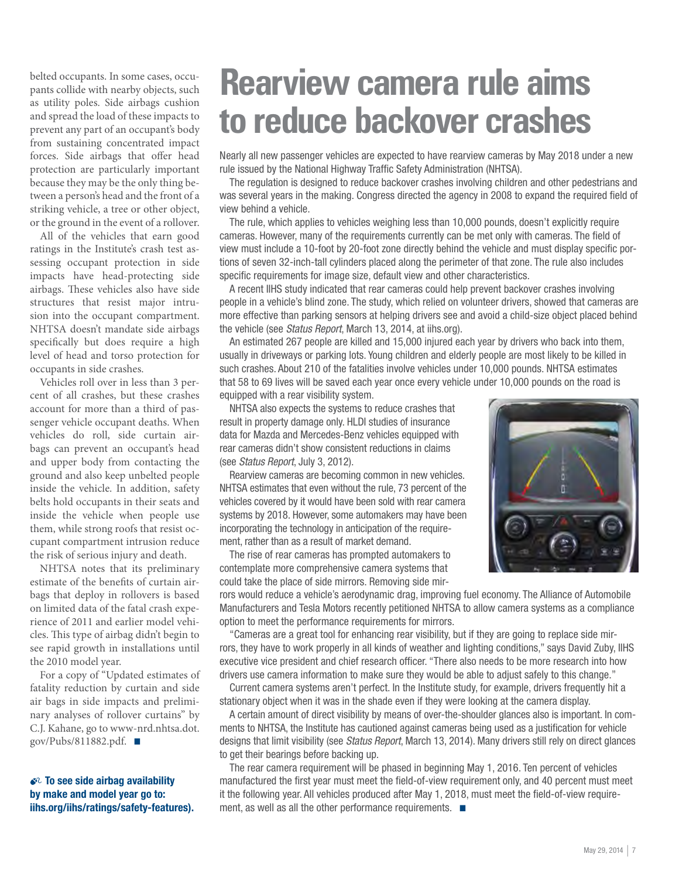belted occupants. In some cases, occupants collide with nearby objects, such as utility poles. Side airbags cushion and spread the load of these impacts to prevent any part of an occupant's body from sustaining concentrated impact forces. Side airbags that offer head protection are particularly important because they may be the only thing between a person's head and the front of a striking vehicle, a tree or other object, or the ground in the event of a rollover.

All of the vehicles that earn good ratings in the Institute's crash test assessing occupant protection in side impacts have head-protecting side airbags. These vehicles also have side structures that resist major intrusion into the occupant compartment. NHTSA doesn't mandate side airbags specifically but does require a high level of head and torso protection for occupants in side crashes.

Vehicles roll over in less than 3 percent of all crashes, but these crashes account for more than a third of passenger vehicle occupant deaths. When vehicles do roll, side curtain airbags can prevent an occupant's head and upper body from contacting the ground and also keep unbelted people inside the vehicle. In addition, safety belts hold occupants in their seats and inside the vehicle when people use them, while strong roofs that resist occupant compartment intrusion reduce the risk of serious injury and death.

NHTSA notes that its preliminary estimate of the benefits of curtain airbags that deploy in rollovers is based on limited data of the fatal crash experience of 2011 and earlier model vehicles. This type of airbag didn't begin to see rapid growth in installations until the 2010 model year.

For a copy of "Updated estimates of fatality reduction by curtain and side air bags in side impacts and preliminary analyses of rollover curtains" by C.J. Kahane, go to www-nrd.nhtsa.dot.gov/Pubs/811882.pdf. ■

**To see side airbag availability by make and model year go to: iihs.org/iihs/ratings/safety-features).**

# Rearview camera rule aims to reduce backover crashes

Nearly all new passenger vehicles are expected to have rearview cameras by May 2018 under a new rule issued by the National Highway Traffic Safety Administration (NHTSA).

The regulation is designed to reduce backover crashes involving children and other pedestrians and was several years in the making. Congress directed the agency in 2008 to expand the required field of view behind a vehicle.

The rule, which applies to vehicles weighing less than 10,000 pounds, doesn't explicitly require cameras. However, many of the requirements currently can be met only with cameras. The field of view must include a 10-foot by 20-foot zone directly behind the vehicle and must display specific portions of seven 32-inch-tall cylinders placed along the perimeter of that zone. The rule also includes specific requirements for image size, default view and other characteristics.

A recent IIHS study indicated that rear cameras could help prevent backover crashes involving people in a vehicle's blind zone. The study, which relied on volunteer drivers, showed that cameras are more effective than parking sensors at helping drivers see and avoid a child-size object placed behind the vehicle (see *Status Report*, March 13, 2014, at iihs.org).

An estimated 267 people are killed and 15,000 injured each year by drivers who back into them, usually in driveways or parking lots. Young children and elderly people are most likely to be killed in such crashes. About 210 of the fatalities involve vehicles under 10,000 pounds. NHTSA estimates that 58 to 69 lives will be saved each year once every vehicle under 10,000 pounds on the road is equipped with a rear visibility system.

NHTSA also expects the systems to reduce crashes that result in property damage only. HLDI studies of insurance data for Mazda and Mercedes-Benz vehicles equipped with rear cameras didn't show consistent reductions in claims (see *Status Report*, July 3, 2012).

Rearview cameras are becoming common in new vehicles. NHTSA estimates that even without the rule, 73 percent of the vehicles covered by it would have been sold with rear camera systems by 2018. However, some automakers may have been incorporating the technology in anticipation of the requirement, rather than as a result of market demand.

The rise of rear cameras has prompted automakers to contemplate more comprehensive camera systems that could take the place of side mirrors. Removing side mirrors would reduce a vehicle's aerodynamic drag, improving fuel economy. The Alliance of Automobile Manufacturers and Tesla Motors recently petitioned NHTSA to allow camera systems as a compliance option to meet the performance requirements for mirrors.

"Cameras are a great tool for enhancing rear visibility, but if they are going to replace side mirrors, they have to work properly in all kinds of weather and lighting conditions," says David Zuby, IIHS executive vice president and chief research officer. "There also needs to be more research into how drivers use camera information to make sure they would be able to adjust safely to this change."

Current camera systems aren't perfect. In the Institute study, for example, drivers frequently hit a stationary object when it was in the shade even if they were looking at the camera display.

A certain amount of direct visibility by means of over-the-shoulder glances also is important. In comments to NHTSA, the Institute has cautioned against cameras being used as a justification for vehicle designs that limit visibility (see *Status Report*, March 13, 2014). Many drivers still rely on direct glances to get their bearings before backing up.

The rear camera requirement will be phased in beginning May 1, 2016. Ten percent of vehicles manufactured the first year must meet the field-of-view requirement only, and 40 percent must meet it the following year. All vehicles produced after May 1, 2018, must meet the field-of-view requirement, as well as all the other performance requirements. ■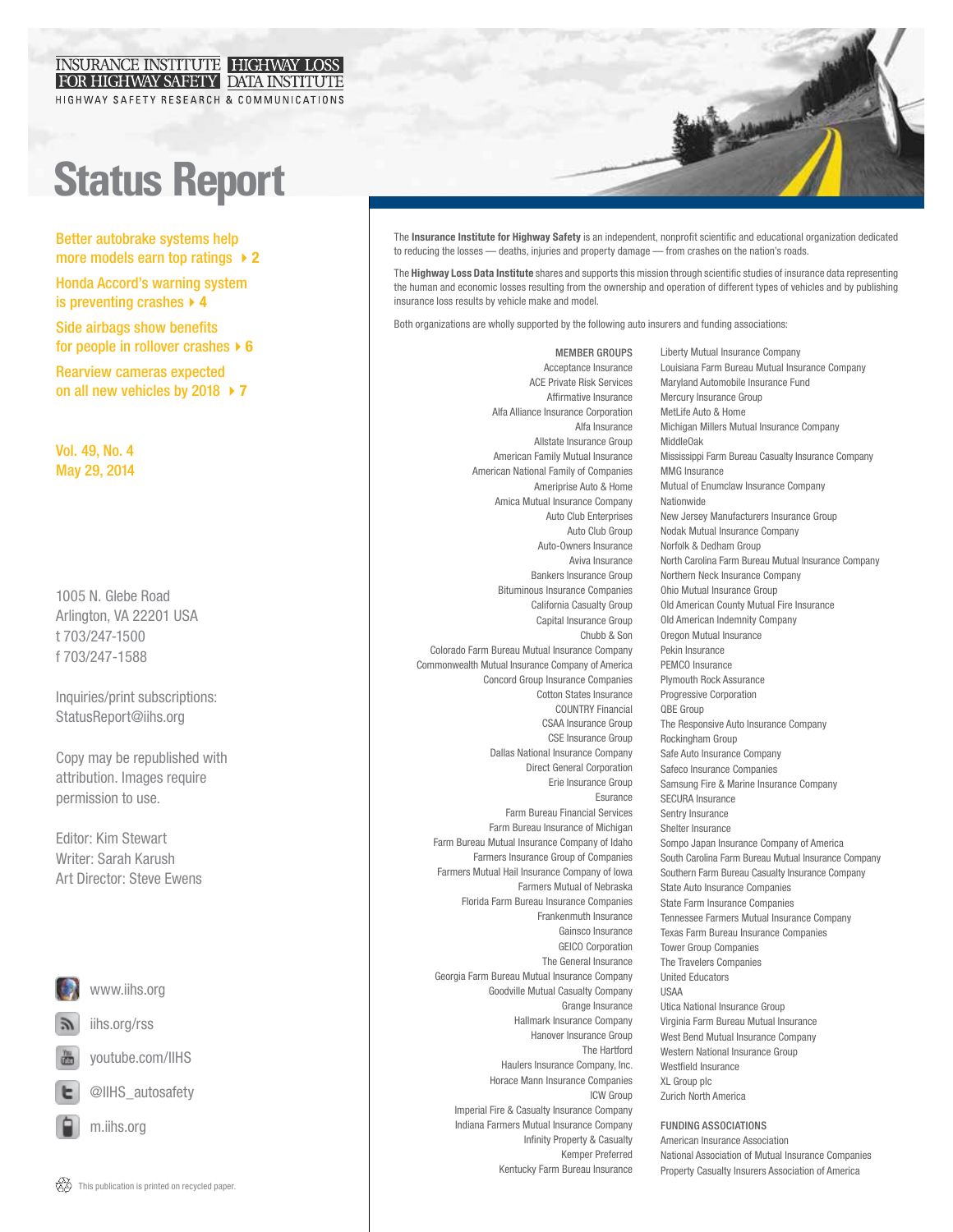INSURANCE INSTITUTE FOR HIGHWAY SAFETY | HIGHWAY LOSS DATA INSTITUTE

HIGHWAY SAFETY RESEARCH & COMMUNICATIONS

# Status Report

Better autobrake systems help more models earn top ratings 2

Honda Accord's warning system is preventing crashes 4

Side airbags show benefits for people in rollover crashes 6

Rearview cameras expected on all new vehicles by 2018 7

Vol. 49, No. 4
May 29, 2014

1005 N. Glebe Road
Arlington, VA 22201 USA
t 703/247-1500
f 703/247-1588

Inquiries/print subscriptions:
StatusReport@iihs.org

Copy may be republished with attribution. Images require permission to use.

Editor: Kim Stewart
Writer: Sarah Karush
Art Director: Steve Ewens

www.iihs.org
iihs.org/rss
youtube.com/IIHS
@IIHS_autosafety
m.iihs.org

This publication is printed on recycled paper.

The **Insurance Institute for Highway Safety** is an independent, nonprofit scientific and educational organization dedicated to reducing the losses — deaths, injuries and property damage — from crashes on the nation's roads.

The **Highway Loss Data Institute** shares and supports this mission through scientific studies of insurance data representing the human and economic losses resulting from the ownership and operation of different types of vehicles and by publishing insurance loss results by vehicle make and model.

Both organizations are wholly supported by the following auto insurers and funding associations:

MEMBER GROUPS

Acceptance Insurance
ACE Private Risk Services
Affirmative Insurance
Alfa Alliance Insurance Corporation
Alfa Insurance
Allstate Insurance Group
American Family Mutual Insurance
American National Family of Companies
Ameriprise Auto & Home
Amica Mutual Insurance Company
Auto Club Enterprises
Auto Club Group
Auto-Owners Insurance
Aviva Insurance
Bankers Insurance Group
Bituminous Insurance Companies
California Casualty Group
Capital Insurance Group
Chubb & Son
Colorado Farm Bureau Mutual Insurance Company
Commonwealth Mutual Insurance Company of America
Concord Group Insurance Companies
Cotton States Insurance
COUNTRY Financial
CSAA Insurance Group
CSE Insurance Group
Dallas National Insurance Company
Direct General Corporation
Erie Insurance Group
Esurance
Farm Bureau Financial Services
Farm Bureau Insurance of Michigan
Farm Bureau Mutual Insurance Company of Idaho
Farmers Insurance Group of Companies
Farmers Mutual Hail Insurance Company of Iowa
Farmers Mutual of Nebraska
Florida Farm Bureau Insurance Companies
Frankenmuth Insurance
Gainsco Insurance
GEICO Corporation
The General Insurance
Georgia Farm Bureau Mutual Insurance Company
Goodville Mutual Casualty Company
Grange Insurance
Hallmark Insurance Company
Hanover Insurance Group
The Hartford
Haulers Insurance Company, Inc.
Horace Mann Insurance Companies
ICW Group
Imperial Fire & Casualty Insurance Company
Indiana Farmers Mutual Insurance Company
Infinity Property & Casualty
Kemper Preferred
Kentucky Farm Bureau Insurance
Liberty Mutual Insurance Company
Louisiana Farm Bureau Mutual Insurance Company
Maryland Automobile Insurance Fund
Mercury Insurance Group
MetLife Auto & Home
Michigan Millers Mutual Insurance Company
MiddleOak
Mississippi Farm Bureau Casualty Insurance Company
MMG Insurance
Mutual of Enumclaw Insurance Company
Nationwide
New Jersey Manufacturers Insurance Group
Nodak Mutual Insurance Company
Norfolk & Dedham Group
North Carolina Farm Bureau Mutual Insurance Company
Northern Neck Insurance Company
Ohio Mutual Insurance Group
Old American County Mutual Fire Insurance
Old American Indemnity Company
Oregon Mutual Insurance
Pekin Insurance
PEMCO Insurance
Plymouth Rock Assurance
Progressive Corporation
QBE Group
The Responsive Auto Insurance Company
Rockingham Group
Safe Auto Insurance Company
Safeco Insurance Companies
Samsung Fire & Marine Insurance Company
SECURA Insurance
Sentry Insurance
Shelter Insurance
Sompo Japan Insurance Company of America
South Carolina Farm Bureau Mutual Insurance Company
Southern Farm Bureau Casualty Insurance Company
State Auto Insurance Companies
State Farm Insurance Companies
Tennessee Farmers Mutual Insurance Company
Texas Farm Bureau Insurance Companies
Tower Group Companies
The Travelers Companies
United Educators
USAA
Utica National Insurance Group
Virginia Farm Bureau Mutual Insurance
West Bend Mutual Insurance Company
Western National Insurance Group
Westfield Insurance
XL Group plc
Zurich North America

FUNDING ASSOCIATIONS

American Insurance Association
National Association of Mutual Insurance Companies
Property Casualty Insurers Association of America